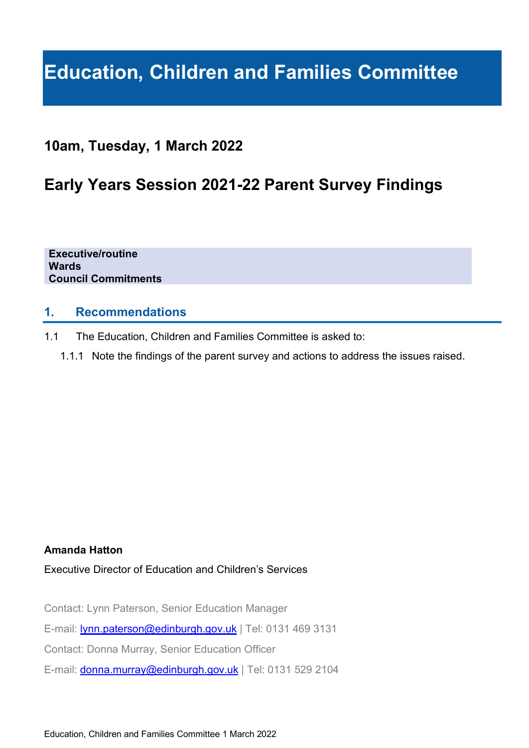# Education, Children and Families Committee

## 10am, Tuesday, 1 March 2022

## Early Years Session 2021-22 Parent Survey Findings

**Executive/routine**
**Wards**
**Council Commitments**

## 1. Recommendations

1.1 The Education, Children and Families Committee is asked to:

1.1.1 Note the findings of the parent survey and actions to address the issues raised.

**Amanda Hatton**

Executive Director of Education and Children's Services

Contact: Lynn Paterson, Senior Education Manager

E-mail: lynn.paterson@edinburgh.gov.uk | Tel: 0131 469 3131

Contact: Donna Murray, Senior Education Officer

E-mail: donna.murray@edinburgh.gov.uk | Tel: 0131 529 2104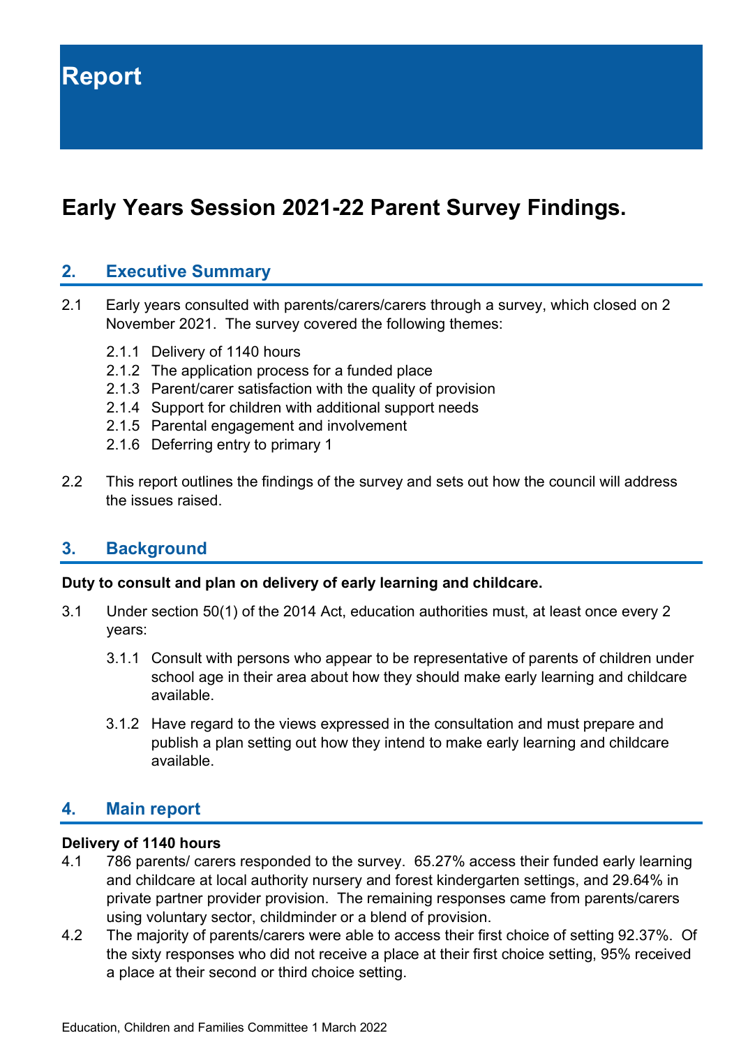# Report

## Early Years Session 2021-22 Parent Survey Findings.

### 2. Executive Summary

2.1 Early years consulted with parents/carers/carers through a survey, which closed on 2 November 2021. The survey covered the following themes:

- 2.1.1 Delivery of 1140 hours
- 2.1.2 The application process for a funded place
- 2.1.3 Parent/carer satisfaction with the quality of provision
- 2.1.4 Support for children with additional support needs
- 2.1.5 Parental engagement and involvement
- 2.1.6 Deferring entry to primary 1

2.2 This report outlines the findings of the survey and sets out how the council will address the issues raised.

### 3. Background

**Duty to consult and plan on delivery of early learning and childcare.**

3.1 Under section 50(1) of the 2014 Act, education authorities must, at least once every 2 years:

- 3.1.1 Consult with persons who appear to be representative of parents of children under school age in their area about how they should make early learning and childcare available.
- 3.1.2 Have regard to the views expressed in the consultation and must prepare and publish a plan setting out how they intend to make early learning and childcare available.

### 4. Main report

**Delivery of 1140 hours**

4.1 786 parents/ carers responded to the survey. 65.27% access their funded early learning and childcare at local authority nursery and forest kindergarten settings, and 29.64% in private partner provider provision. The remaining responses came from parents/carers using voluntary sector, childminder or a blend of provision.

4.2 The majority of parents/carers were able to access their first choice of setting 92.37%. Of the sixty responses who did not receive a place at their first choice setting, 95% received a place at their second or third choice setting.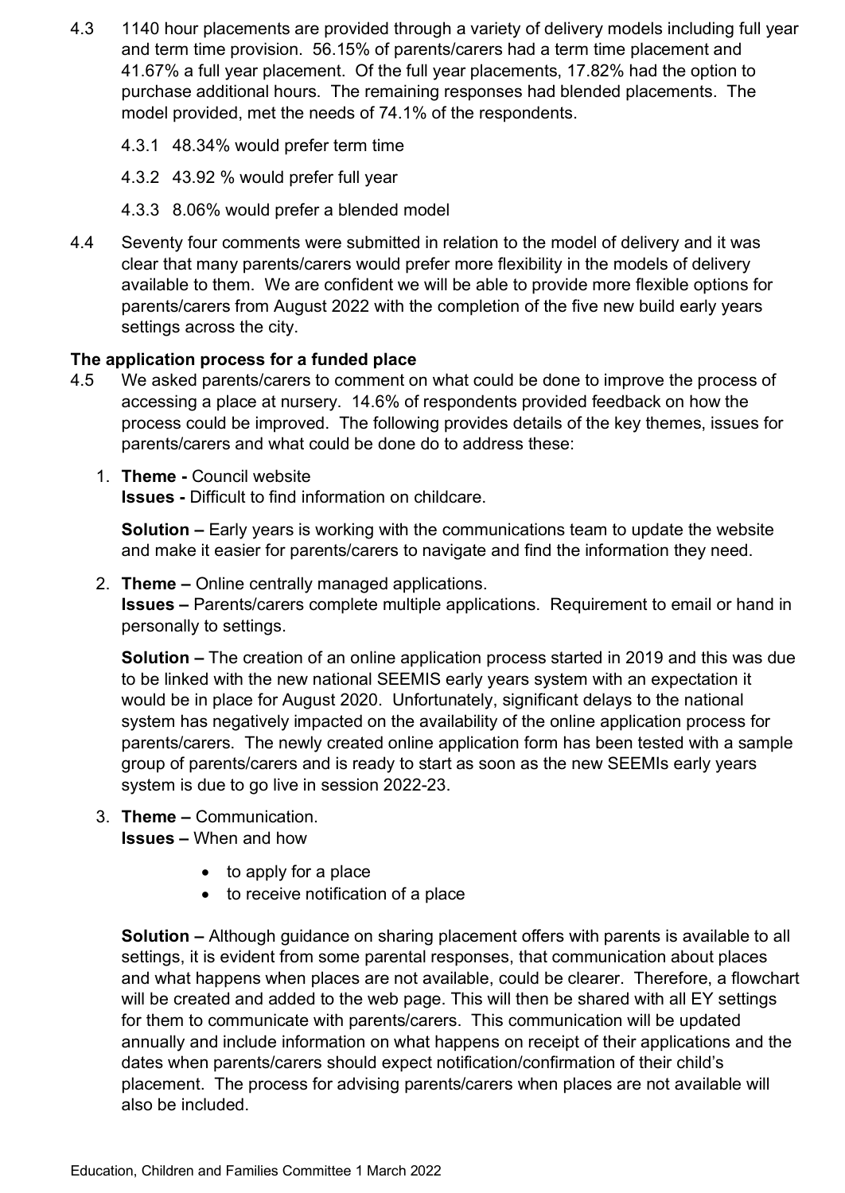4.3 1140 hour placements are provided through a variety of delivery models including full year and term time provision. 56.15% of parents/carers had a term time placement and 41.67% a full year placement. Of the full year placements, 17.82% had the option to purchase additional hours. The remaining responses had blended placements. The model provided, met the needs of 74.1% of the respondents.

4.3.1 48.34% would prefer term time

4.3.2 43.92 % would prefer full year

4.3.3 8.06% would prefer a blended model

4.4 Seventy four comments were submitted in relation to the model of delivery and it was clear that many parents/carers would prefer more flexibility in the models of delivery available to them. We are confident we will be able to provide more flexible options for parents/carers from August 2022 with the completion of the five new build early years settings across the city.

**The application process for a funded place**

4.5 We asked parents/carers to comment on what could be done to improve the process of accessing a place at nursery. 14.6% of respondents provided feedback on how the process could be improved. The following provides details of the key themes, issues for parents/carers and what could be done do to address these:

1. **Theme -** Council website
   **Issues -** Difficult to find information on childcare.

   **Solution –** Early years is working with the communications team to update the website and make it easier for parents/carers to navigate and find the information they need.

2. **Theme –** Online centrally managed applications.
   **Issues –** Parents/carers complete multiple applications. Requirement to email or hand in personally to settings.

   **Solution –** The creation of an online application process started in 2019 and this was due to be linked with the new national SEEMIS early years system with an expectation it would be in place for August 2020. Unfortunately, significant delays to the national system has negatively impacted on the availability of the online application process for parents/carers. The newly created online application form has been tested with a sample group of parents/carers and is ready to start as soon as the new SEEMIs early years system is due to go live in session 2022-23.

3. **Theme –** Communication.
   **Issues –** When and how

   - to apply for a place
   - to receive notification of a place

   **Solution –** Although guidance on sharing placement offers with parents is available to all settings, it is evident from some parental responses, that communication about places and what happens when places are not available, could be clearer. Therefore, a flowchart will be created and added to the web page. This will then be shared with all EY settings for them to communicate with parents/carers. This communication will be updated annually and include information on what happens on receipt of their applications and the dates when parents/carers should expect notification/confirmation of their child's placement. The process for advising parents/carers when places are not available will also be included.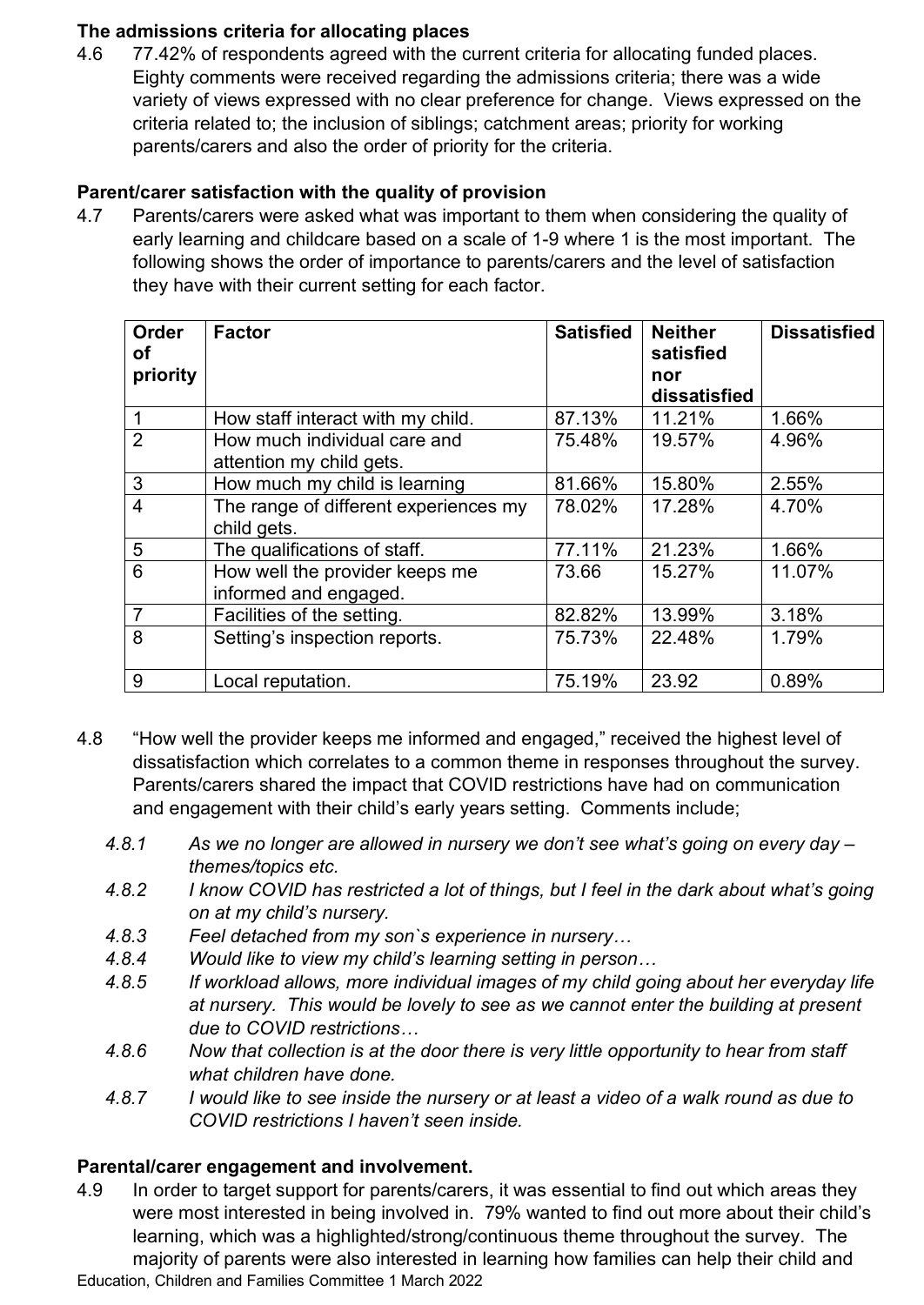**The admissions criteria for allocating places**

4.6 77.42% of respondents agreed with the current criteria for allocating funded places. Eighty comments were received regarding the admissions criteria; there was a wide variety of views expressed with no clear preference for change. Views expressed on the criteria related to; the inclusion of siblings; catchment areas; priority for working parents/carers and also the order of priority for the criteria.

**Parent/carer satisfaction with the quality of provision**

4.7 Parents/carers were asked what was important to them when considering the quality of early learning and childcare based on a scale of 1-9 where 1 is the most important. The following shows the order of importance to parents/carers and the level of satisfaction they have with their current setting for each factor.

| Order of priority | Factor | Satisfied | Neither satisfied nor dissatisfied | Dissatisfied |
|---|---|---|---|---|
| 1 | How staff interact with my child. | 87.13% | 11.21% | 1.66% |
| 2 | How much individual care and attention my child gets. | 75.48% | 19.57% | 4.96% |
| 3 | How much my child is learning | 81.66% | 15.80% | 2.55% |
| 4 | The range of different experiences my child gets. | 78.02% | 17.28% | 4.70% |
| 5 | The qualifications of staff. | 77.11% | 21.23% | 1.66% |
| 6 | How well the provider keeps me informed and engaged. | 73.66 | 15.27% | 11.07% |
| 7 | Facilities of the setting. | 82.82% | 13.99% | 3.18% |
| 8 | Setting's inspection reports. | 75.73% | 22.48% | 1.79% |
| 9 | Local reputation. | 75.19% | 23.92 | 0.89% |

4.8 "How well the provider keeps me informed and engaged," received the highest level of dissatisfaction which correlates to a common theme in responses throughout the survey. Parents/carers shared the impact that COVID restrictions have had on communication and engagement with their child's early years setting. Comments include;

4.8.1 *As we no longer are allowed in nursery we don't see what's going on every day – themes/topics etc.*

4.8.2 *I know COVID has restricted a lot of things, but I feel in the dark about what's going on at my child's nursery.*

4.8.3 *Feel detached from my son`s experience in nursery…*

4.8.4 *Would like to view my child's learning setting in person…*

4.8.5 *If workload allows, more individual images of my child going about her everyday life at nursery. This would be lovely to see as we cannot enter the building at present due to COVID restrictions…*

4.8.6 *Now that collection is at the door there is very little opportunity to hear from staff what children have done.*

4.8.7 *I would like to see inside the nursery or at least a video of a walk round as due to COVID restrictions I haven't seen inside.*

**Parental/carer engagement and involvement.**

4.9 In order to target support for parents/carers, it was essential to find out which areas they were most interested in being involved in. 79% wanted to find out more about their child's learning, which was a highlighted/strong/continuous theme throughout the survey. The majority of parents were also interested in learning how families can help their child and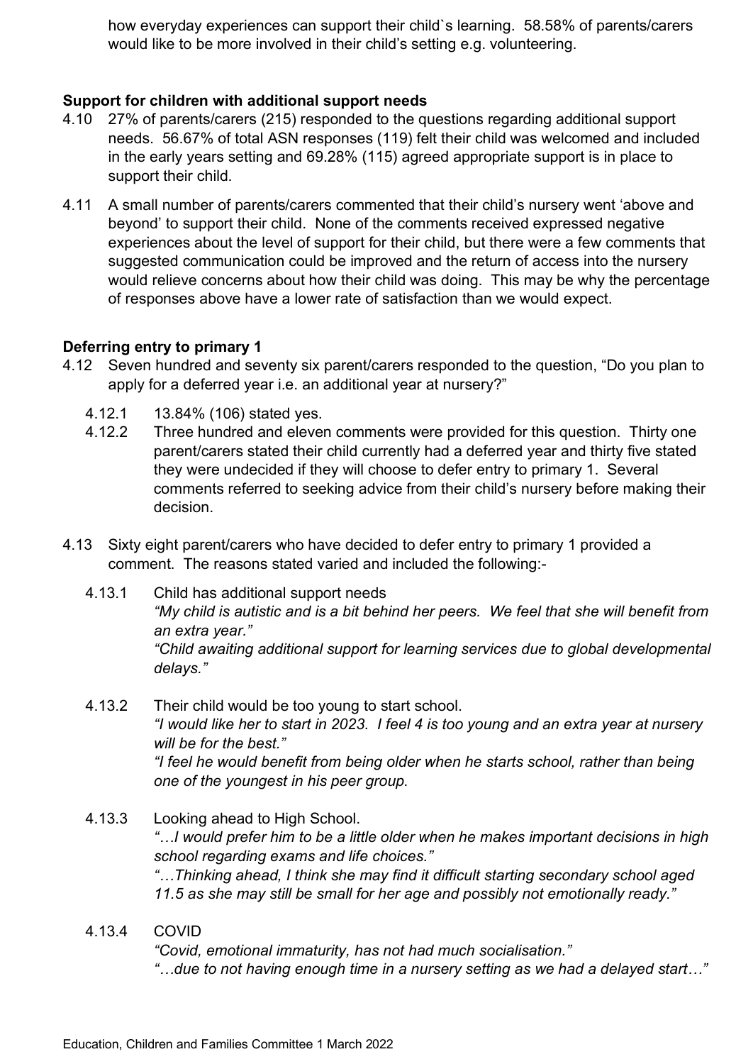how everyday experiences can support their child`s learning. 58.58% of parents/carers would like to be more involved in their child's setting e.g. volunteering.

**Support for children with additional support needs**

4.10 27% of parents/carers (215) responded to the questions regarding additional support needs. 56.67% of total ASN responses (119) felt their child was welcomed and included in the early years setting and 69.28% (115) agreed appropriate support is in place to support their child.

4.11 A small number of parents/carers commented that their child's nursery went 'above and beyond' to support their child. None of the comments received expressed negative experiences about the level of support for their child, but there were a few comments that suggested communication could be improved and the return of access into the nursery would relieve concerns about how their child was doing. This may be why the percentage of responses above have a lower rate of satisfaction than we would expect.

**Deferring entry to primary 1**

4.12 Seven hundred and seventy six parent/carers responded to the question, "Do you plan to apply for a deferred year i.e. an additional year at nursery?"

4.12.1 13.84% (106) stated yes.

4.12.2 Three hundred and eleven comments were provided for this question. Thirty one parent/carers stated their child currently had a deferred year and thirty five stated they were undecided if they will choose to defer entry to primary 1. Several comments referred to seeking advice from their child's nursery before making their decision.

4.13 Sixty eight parent/carers who have decided to defer entry to primary 1 provided a comment. The reasons stated varied and included the following:-

4.13.1 Child has additional support needs
*"My child is autistic and is a bit behind her peers. We feel that she will benefit from an extra year."*
*"Child awaiting additional support for learning services due to global developmental delays."*

4.13.2 Their child would be too young to start school.
*"I would like her to start in 2023. I feel 4 is too young and an extra year at nursery will be for the best."*
*"I feel he would benefit from being older when he starts school, rather than being one of the youngest in his peer group.*

4.13.3 Looking ahead to High School.
*"…I would prefer him to be a little older when he makes important decisions in high school regarding exams and life choices."*
*"…Thinking ahead, I think she may find it difficult starting secondary school aged 11.5 as she may still be small for her age and possibly not emotionally ready."*

4.13.4 COVID
*"Covid, emotional immaturity, has not had much socialisation."*
*"…due to not having enough time in a nursery setting as we had a delayed start…"*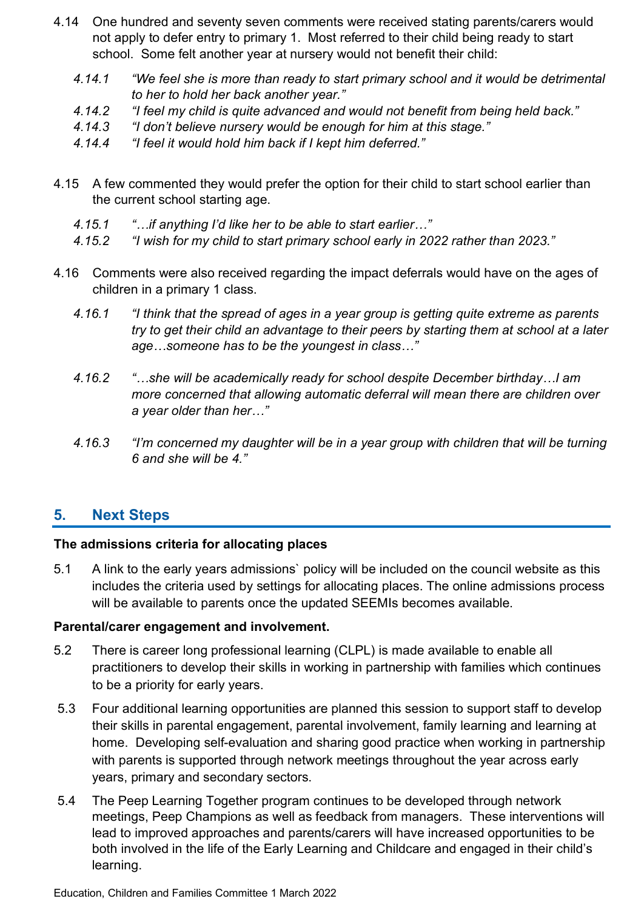4.14 One hundred and seventy seven comments were received stating parents/carers would not apply to defer entry to primary 1. Most referred to their child being ready to start school. Some felt another year at nursery would not benefit their child:

*4.14.1 "We feel she is more than ready to start primary school and it would be detrimental to her to hold her back another year."*

*4.14.2 "I feel my child is quite advanced and would not benefit from being held back."*

*4.14.3 "I don't believe nursery would be enough for him at this stage."*

*4.14.4 "I feel it would hold him back if I kept him deferred."*

4.15 A few commented they would prefer the option for their child to start school earlier than the current school starting age.

*4.15.1 "…if anything I'd like her to be able to start earlier…"*

*4.15.2 "I wish for my child to start primary school early in 2022 rather than 2023."*

4.16 Comments were also received regarding the impact deferrals would have on the ages of children in a primary 1 class.

*4.16.1 "I think that the spread of ages in a year group is getting quite extreme as parents try to get their child an advantage to their peers by starting them at school at a later age…someone has to be the youngest in class…"*

*4.16.2 "…she will be academically ready for school despite December birthday…I am more concerned that allowing automatic deferral will mean there are children over a year older than her…"*

*4.16.3 "I'm concerned my daughter will be in a year group with children that will be turning 6 and she will be 4."*

## 5. Next Steps

**The admissions criteria for allocating places**

5.1 A link to the early years admissions` policy will be included on the council website as this includes the criteria used by settings for allocating places. The online admissions process will be available to parents once the updated SEEMIs becomes available.

**Parental/carer engagement and involvement.**

5.2 There is career long professional learning (CLPL) is made available to enable all practitioners to develop their skills in working in partnership with families which continues to be a priority for early years.

5.3 Four additional learning opportunities are planned this session to support staff to develop their skills in parental engagement, parental involvement, family learning and learning at home. Developing self-evaluation and sharing good practice when working in partnership with parents is supported through network meetings throughout the year across early years, primary and secondary sectors.

5.4 The Peep Learning Together program continues to be developed through network meetings, Peep Champions as well as feedback from managers. These interventions will lead to improved approaches and parents/carers will have increased opportunities to be both involved in the life of the Early Learning and Childcare and engaged in their child's learning.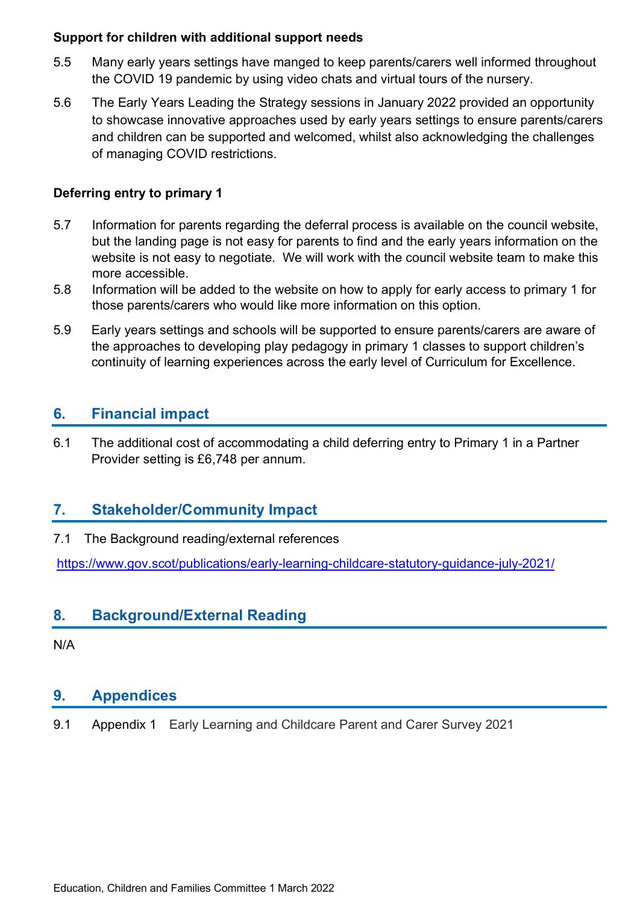**Support for children with additional support needs**

5.5 Many early years settings have manged to keep parents/carers well informed throughout the COVID 19 pandemic by using video chats and virtual tours of the nursery.

5.6 The Early Years Leading the Strategy sessions in January 2022 provided an opportunity to showcase innovative approaches used by early years settings to ensure parents/carers and children can be supported and welcomed, whilst also acknowledging the challenges of managing COVID restrictions.

**Deferring entry to primary 1**

5.7 Information for parents regarding the deferral process is available on the council website, but the landing page is not easy for parents to find and the early years information on the website is not easy to negotiate. We will work with the council website team to make this more accessible.

5.8 Information will be added to the website on how to apply for early access to primary 1 for those parents/carers who would like more information on this option.

5.9 Early years settings and schools will be supported to ensure parents/carers are aware of the approaches to developing play pedagogy in primary 1 classes to support children's continuity of learning experiences across the early level of Curriculum for Excellence.

## 6. Financial impact

6.1 The additional cost of accommodating a child deferring entry to Primary 1 in a Partner Provider setting is £6,748 per annum.

## 7. Stakeholder/Community Impact

7.1 The Background reading/external references

https://www.gov.scot/publications/early-learning-childcare-statutory-guidance-july-2021/

## 8. Background/External Reading

N/A

## 9. Appendices

9.1 Appendix 1 Early Learning and Childcare Parent and Carer Survey 2021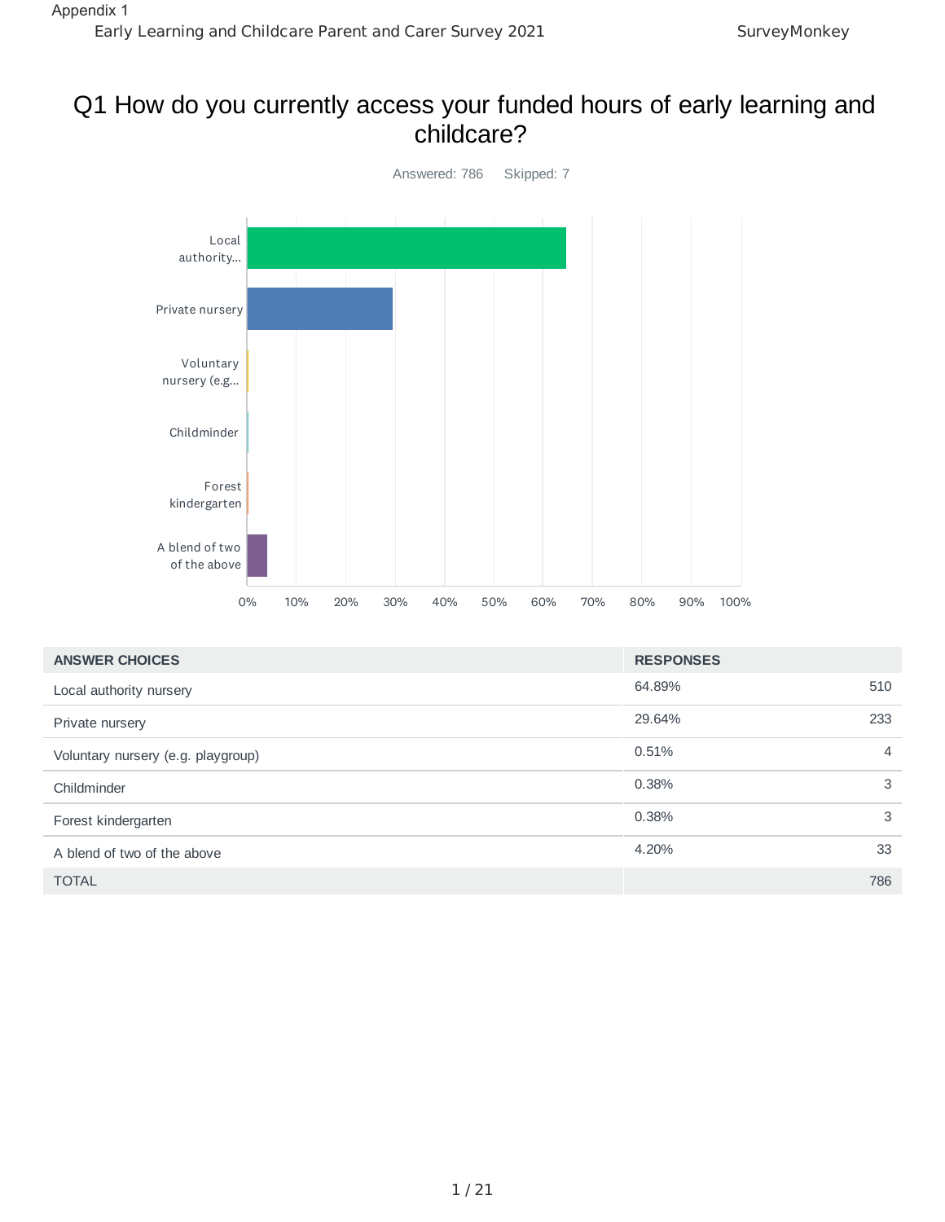Appendix 1

Early Learning and Childcare Parent and Carer Survey 2021

# Q1 How do you currently access your funded hours of early learning and childcare?

Answered: 786    Skipped: 7

| ANSWER CHOICES | RESPONSES | |
|---|---|---|
| Local authority nursery | 64.89% | 510 |
| Private nursery | 29.64% | 233 |
| Voluntary nursery (e.g. playgroup) | 0.51% | 4 |
| Childminder | 0.38% | 3 |
| Forest kindergarten | 0.38% | 3 |
| A blend of two of the above | 4.20% | 33 |
| TOTAL | | 786 |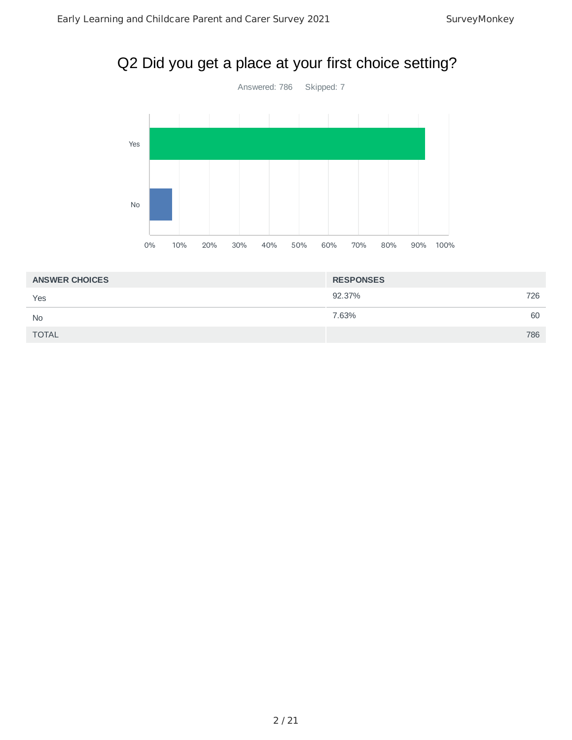## Q2 Did you get a place at your first choice setting?

Answered: 786 Skipped: 7

| ANSWER CHOICES | RESPONSES | |
|---|---|---|
| Yes | 92.37% | 726 |
| No | 7.63% | 60 |
| TOTAL | | 786 |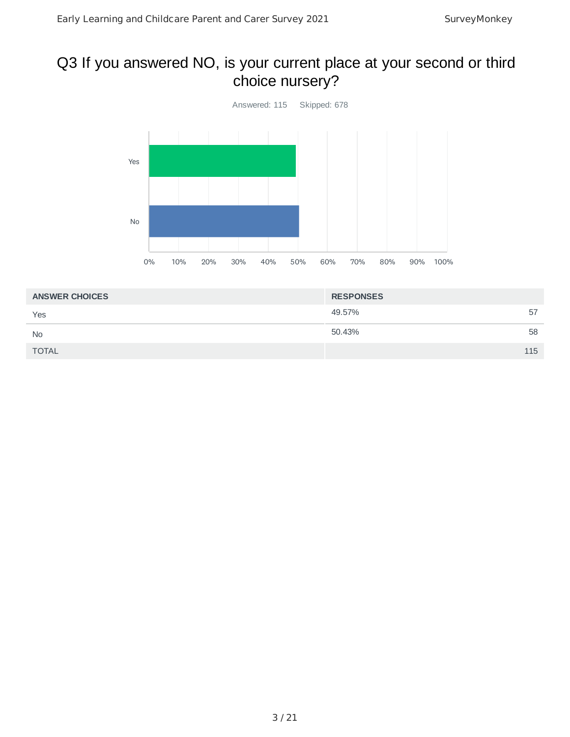## Q3 If you answered NO, is your current place at your second or third choice nursery?

Answered: 115 Skipped: 678

| ANSWER CHOICES | RESPONSES | |
|---|---|---|
| Yes | 49.57% | 57 |
| No | 50.43% | 58 |
| TOTAL | | 115 |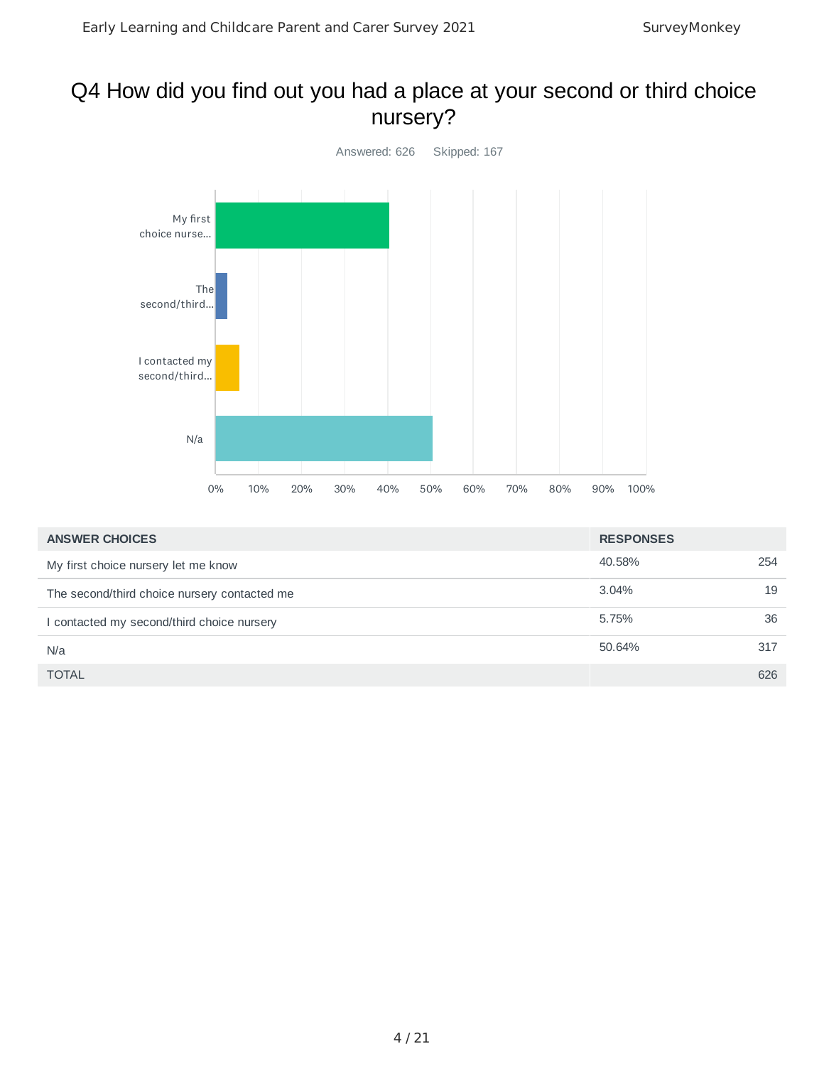# Q4 How did you find out you had a place at your second or third choice nursery?

Answered: 626 Skipped: 167

| ANSWER CHOICES | RESPONSES | |
|---|---|---|
| My first choice nursery let me know | 40.58% | 254 |
| The second/third choice nursery contacted me | 3.04% | 19 |
| I contacted my second/third choice nursery | 5.75% | 36 |
| N/a | 50.64% | 317 |
| TOTAL | | 626 |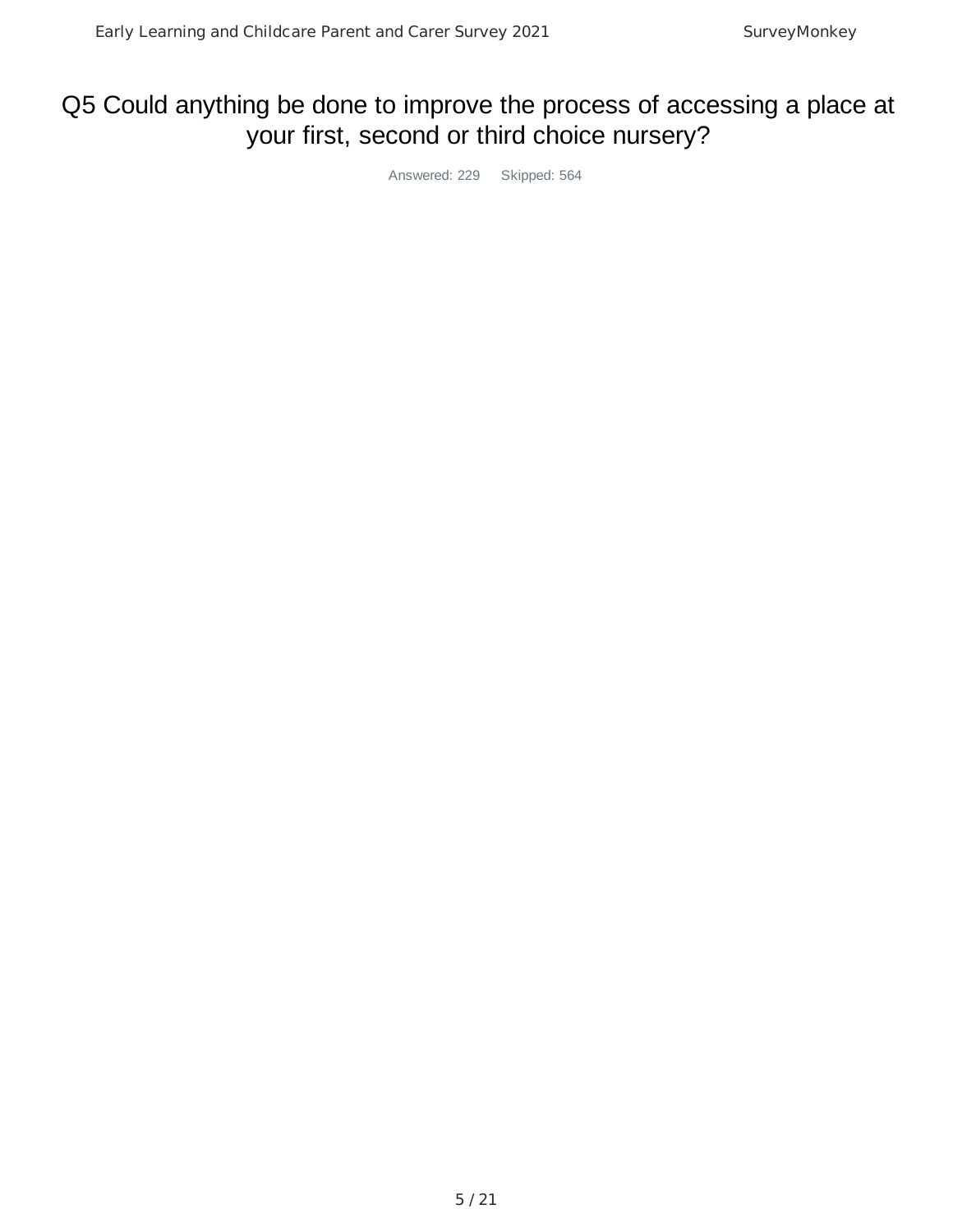# Q5 Could anything be done to improve the process of accessing a place at your first, second or third choice nursery?

Answered: 229 Skipped: 564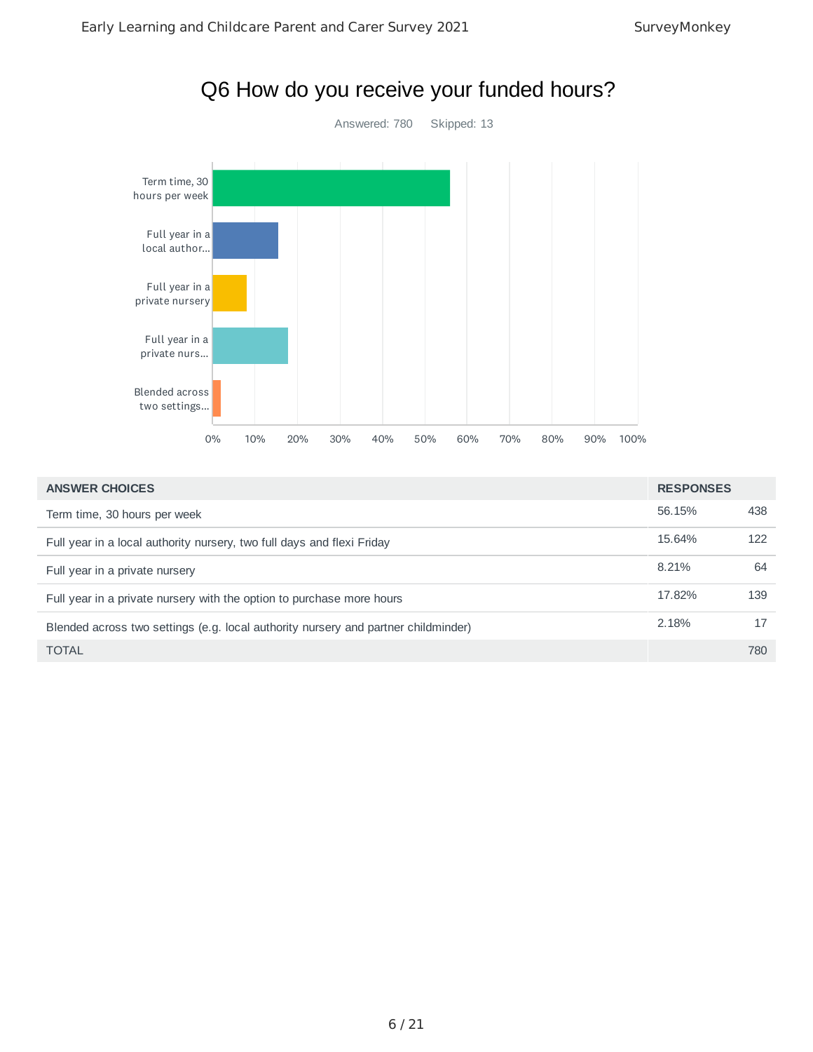# Q6 How do you receive your funded hours?

Answered: 780 Skipped: 13

| ANSWER CHOICES | RESPONSES | |
|---|---|---|
| Term time, 30 hours per week | 56.15% | 438 |
| Full year in a local authority nursery, two full days and flexi Friday | 15.64% | 122 |
| Full year in a private nursery | 8.21% | 64 |
| Full year in a private nursery with the option to purchase more hours | 17.82% | 139 |
| Blended across two settings (e.g. local authority nursery and partner childminder) | 2.18% | 17 |
| TOTAL | | 780 |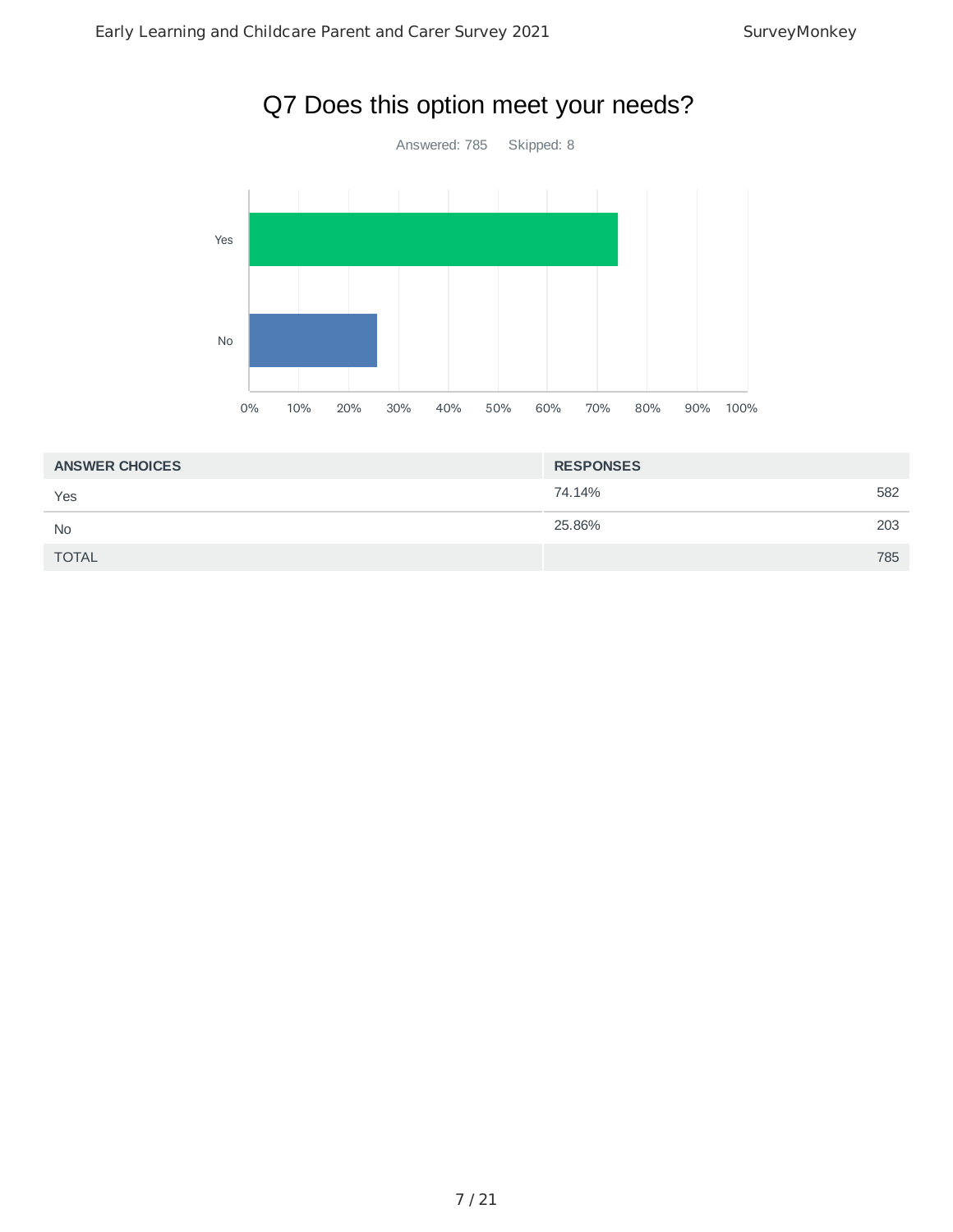# Q7 Does this option meet your needs?

Answered: 785 Skipped: 8

| ANSWER CHOICES | RESPONSES | |
|---|---|---|
| Yes | 74.14% | 582 |
| No | 25.86% | 203 |
| TOTAL | | 785 |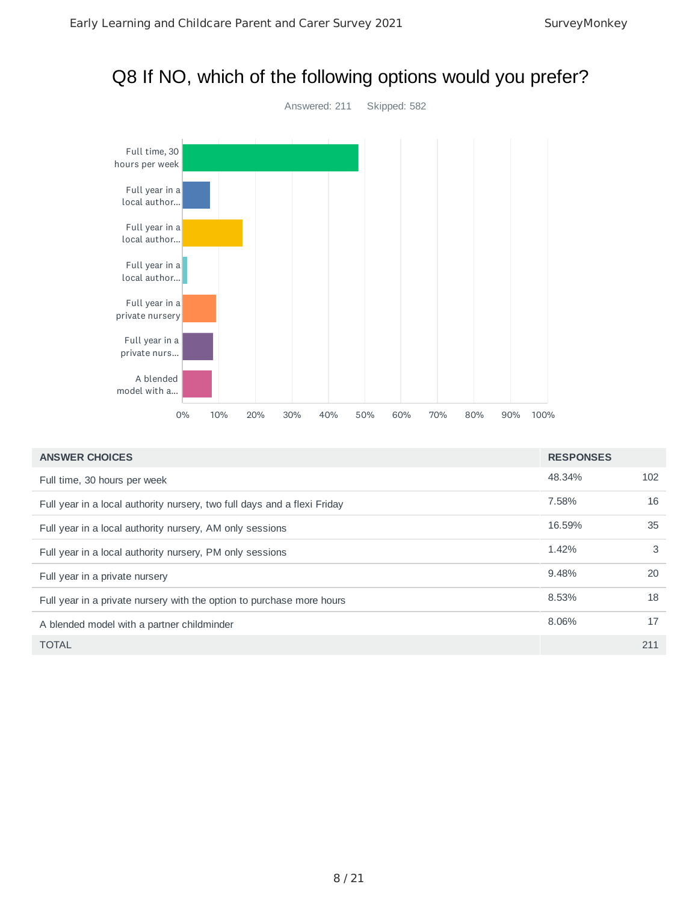# Q8 If NO, which of the following options would you prefer?

Answered: 211 Skipped: 582

| ANSWER CHOICES | RESPONSES | |
|---|---|---|
| Full time, 30 hours per week | 48.34% | 102 |
| Full year in a local authority nursery, two full days and a flexi Friday | 7.58% | 16 |
| Full year in a local authority nursery, AM only sessions | 16.59% | 35 |
| Full year in a local authority nursery, PM only sessions | 1.42% | 3 |
| Full year in a private nursery | 9.48% | 20 |
| Full year in a private nursery with the option to purchase more hours | 8.53% | 18 |
| A blended model with a partner childminder | 8.06% | 17 |
| TOTAL | | 211 |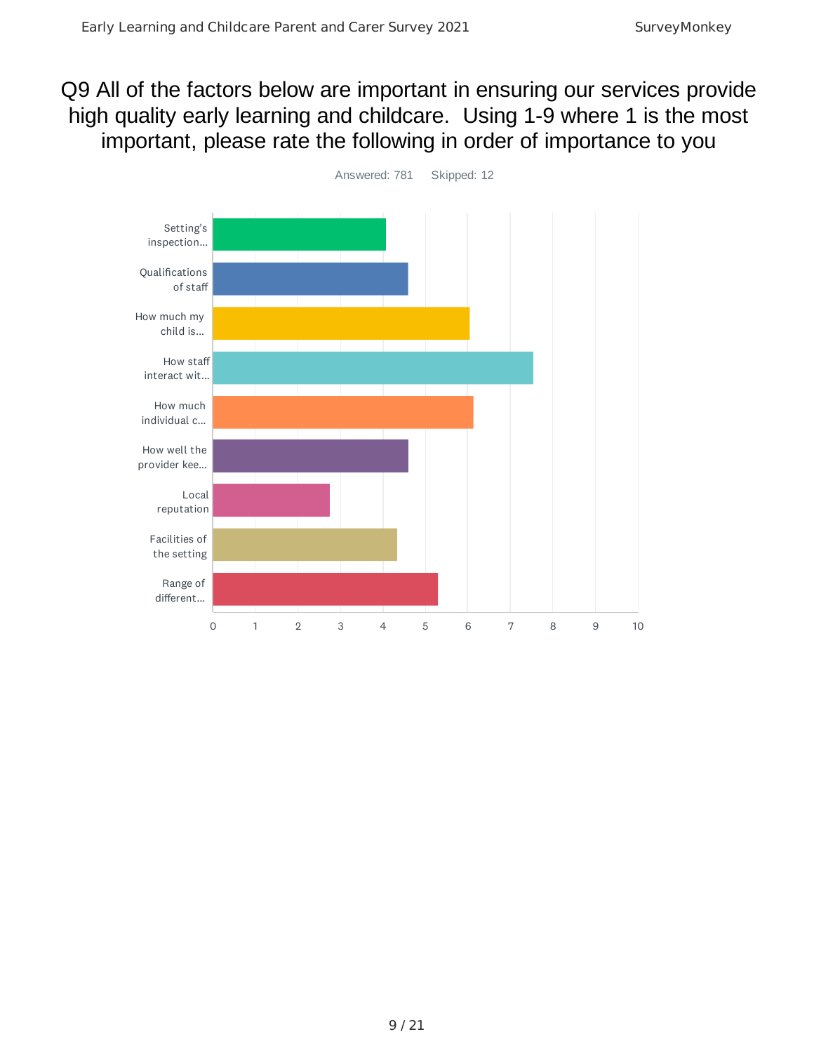# Q9 All of the factors below are important in ensuring our services provide high quality early learning and childcare. Using 1-9 where 1 is the most important, please rate the following in order of importance to you

Answered: 781 Skipped: 12

| Factor | Score (approx.) |
|---|---|
| Setting's inspection... | 4.07 |
| Qualifications of staff | 4.6 |
| How much my child is... | 6.05 |
| How staff interact wit... | 7.55 |
| How much individual c... | 6.13 |
| How well the provider kee... | 4.6 |
| Local reputation | 2.75 |
| Facilities of the setting | 4.35 |
| Range of different... | 5.3 |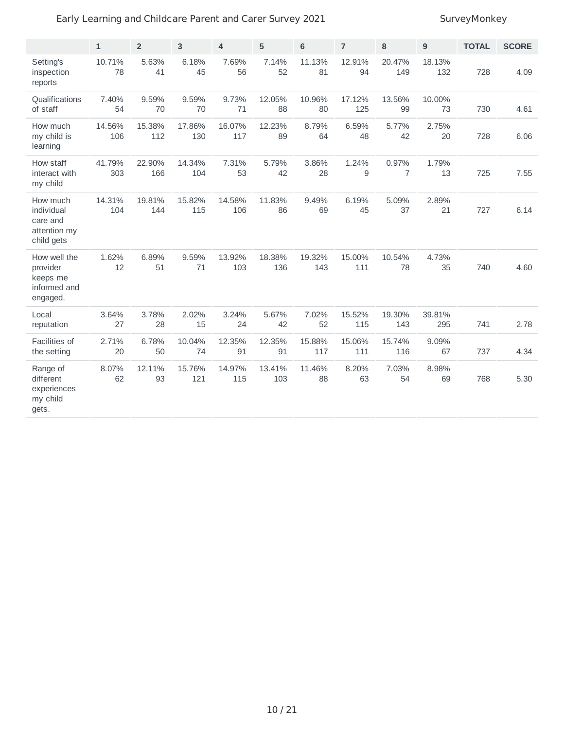| | 1 | 2 | 3 | 4 | 5 | 6 | 7 | 8 | 9 | TOTAL | SCORE |
|---|---|---|---|---|---|---|---|---|---|---|---|
| Setting's inspection reports | 10.71% 78 | 5.63% 41 | 6.18% 45 | 7.69% 56 | 7.14% 52 | 11.13% 81 | 12.91% 94 | 20.47% 149 | 18.13% 132 | 728 | 4.09 |
| Qualifications of staff | 7.40% 54 | 9.59% 70 | 9.59% 70 | 9.73% 71 | 12.05% 88 | 10.96% 80 | 17.12% 125 | 13.56% 99 | 10.00% 73 | 730 | 4.61 |
| How much my child is learning | 14.56% 106 | 15.38% 112 | 17.86% 130 | 16.07% 117 | 12.23% 89 | 8.79% 64 | 6.59% 48 | 5.77% 42 | 2.75% 20 | 728 | 6.06 |
| How staff interact with my child | 41.79% 303 | 22.90% 166 | 14.34% 104 | 7.31% 53 | 5.79% 42 | 3.86% 28 | 1.24% 9 | 0.97% 7 | 1.79% 13 | 725 | 7.55 |
| How much individual care and attention my child gets | 14.31% 104 | 19.81% 144 | 15.82% 115 | 14.58% 106 | 11.83% 86 | 9.49% 69 | 6.19% 45 | 5.09% 37 | 2.89% 21 | 727 | 6.14 |
| How well the provider keeps me informed and engaged. | 1.62% 12 | 6.89% 51 | 9.59% 71 | 13.92% 103 | 18.38% 136 | 19.32% 143 | 15.00% 111 | 10.54% 78 | 4.73% 35 | 740 | 4.60 |
| Local reputation | 3.64% 27 | 3.78% 28 | 2.02% 15 | 3.24% 24 | 5.67% 42 | 7.02% 52 | 15.52% 115 | 19.30% 143 | 39.81% 295 | 741 | 2.78 |
| Facilities of the setting | 2.71% 20 | 6.78% 50 | 10.04% 74 | 12.35% 91 | 12.35% 91 | 15.88% 117 | 15.06% 111 | 15.74% 116 | 9.09% 67 | 737 | 4.34 |
| Range of different experiences my child gets. | 8.07% 62 | 12.11% 93 | 15.76% 121 | 14.97% 115 | 13.41% 103 | 11.46% 88 | 8.20% 63 | 7.03% 54 | 8.98% 69 | 768 | 5.30 |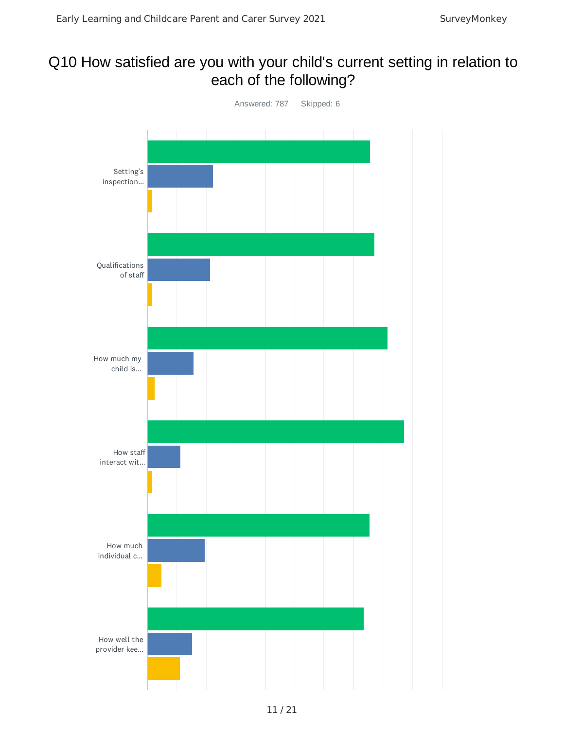# Q10 How satisfied are you with your child's current setting in relation to each of the following?

Answered: 787 Skipped: 6

Setting's inspection...

Qualifications of staff

How much my child is...

How staff interact wit...

How much individual c...

How well the provider kee...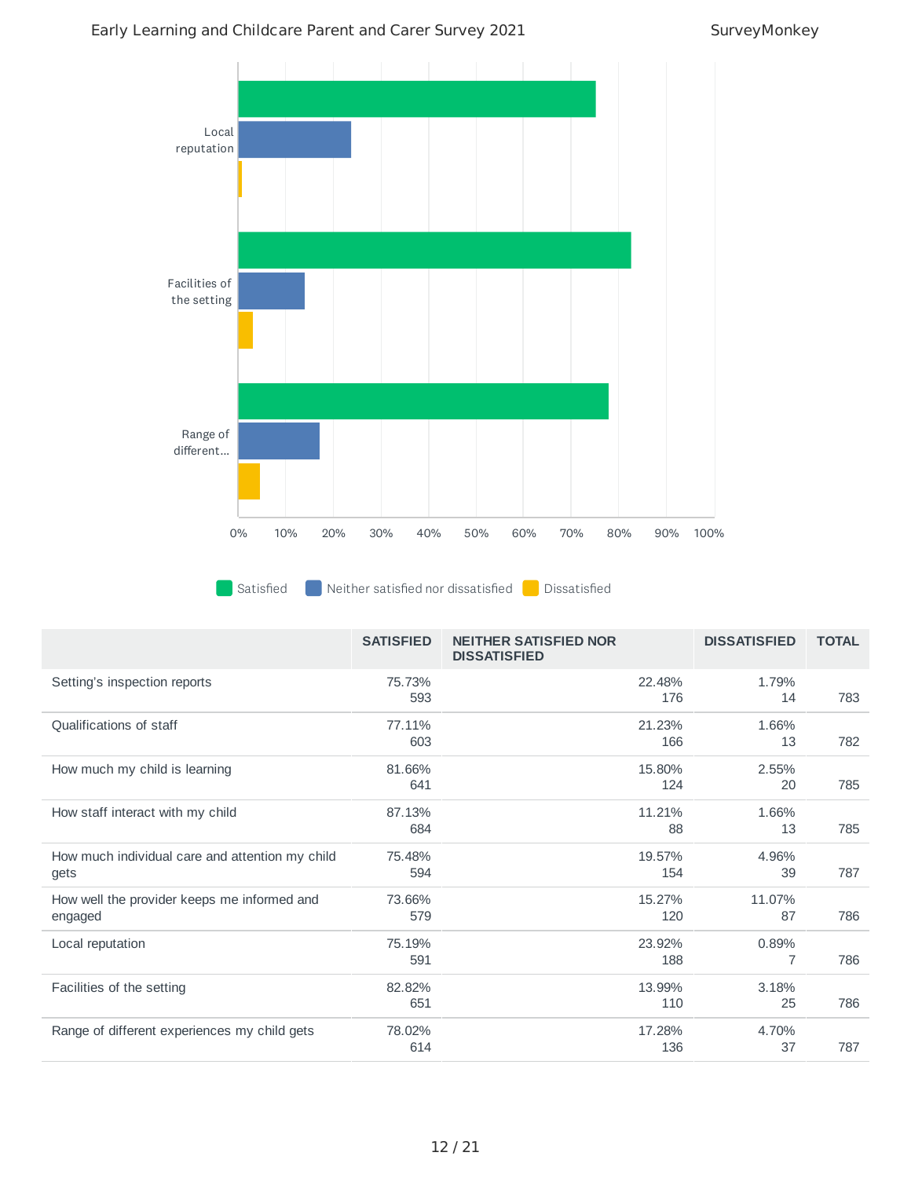| | SATISFIED | NEITHER SATISFIED NOR DISSATISFIED | DISSATISFIED | TOTAL |
|---|---|---|---|---|
| Setting's inspection reports | 75.73%<br>593 | 22.48%<br>176 | 1.79%<br>14 | 783 |
| Qualifications of staff | 77.11%<br>603 | 21.23%<br>166 | 1.66%<br>13 | 782 |
| How much my child is learning | 81.66%<br>641 | 15.80%<br>124 | 2.55%<br>20 | 785 |
| How staff interact with my child | 87.13%<br>684 | 11.21%<br>88 | 1.66%<br>13 | 785 |
| How much individual care and attention my child gets | 75.48%<br>594 | 19.57%<br>154 | 4.96%<br>39 | 787 |
| How well the provider keeps me informed and engaged | 73.66%<br>579 | 15.27%<br>120 | 11.07%<br>87 | 786 |
| Local reputation | 75.19%<br>591 | 23.92%<br>188 | 0.89%<br>7 | 786 |
| Facilities of the setting | 82.82%<br>651 | 13.99%<br>110 | 3.18%<br>25 | 786 |
| Range of different experiences my child gets | 78.02%<br>614 | 17.28%<br>136 | 4.70%<br>37 | 787 |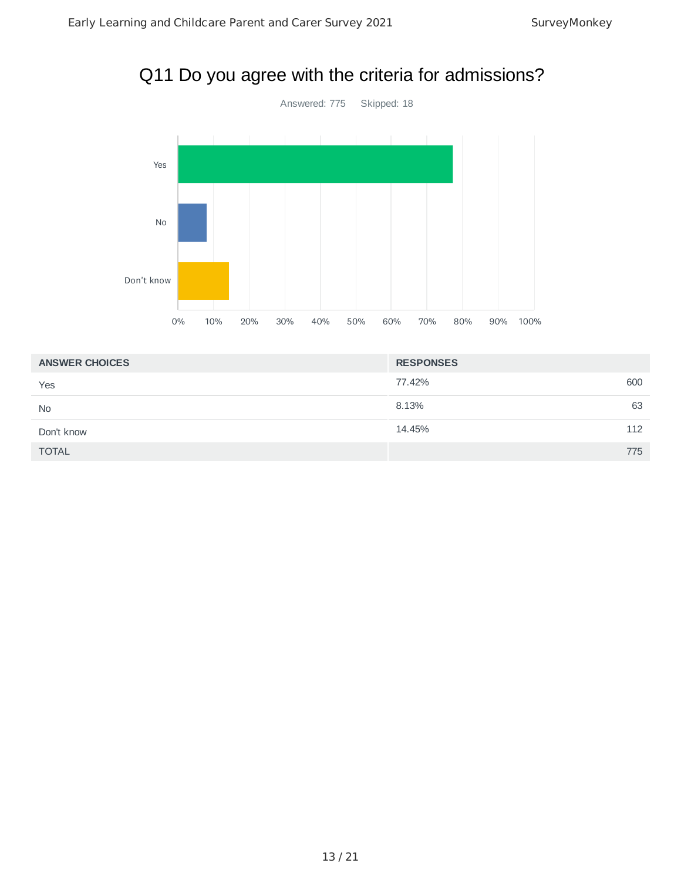# Q11 Do you agree with the criteria for admissions?

Answered: 775 Skipped: 18

| ANSWER CHOICES | RESPONSES | |
|---|---|---|
| Yes | 77.42% | 600 |
| No | 8.13% | 63 |
| Don't know | 14.45% | 112 |
| TOTAL | | 775 |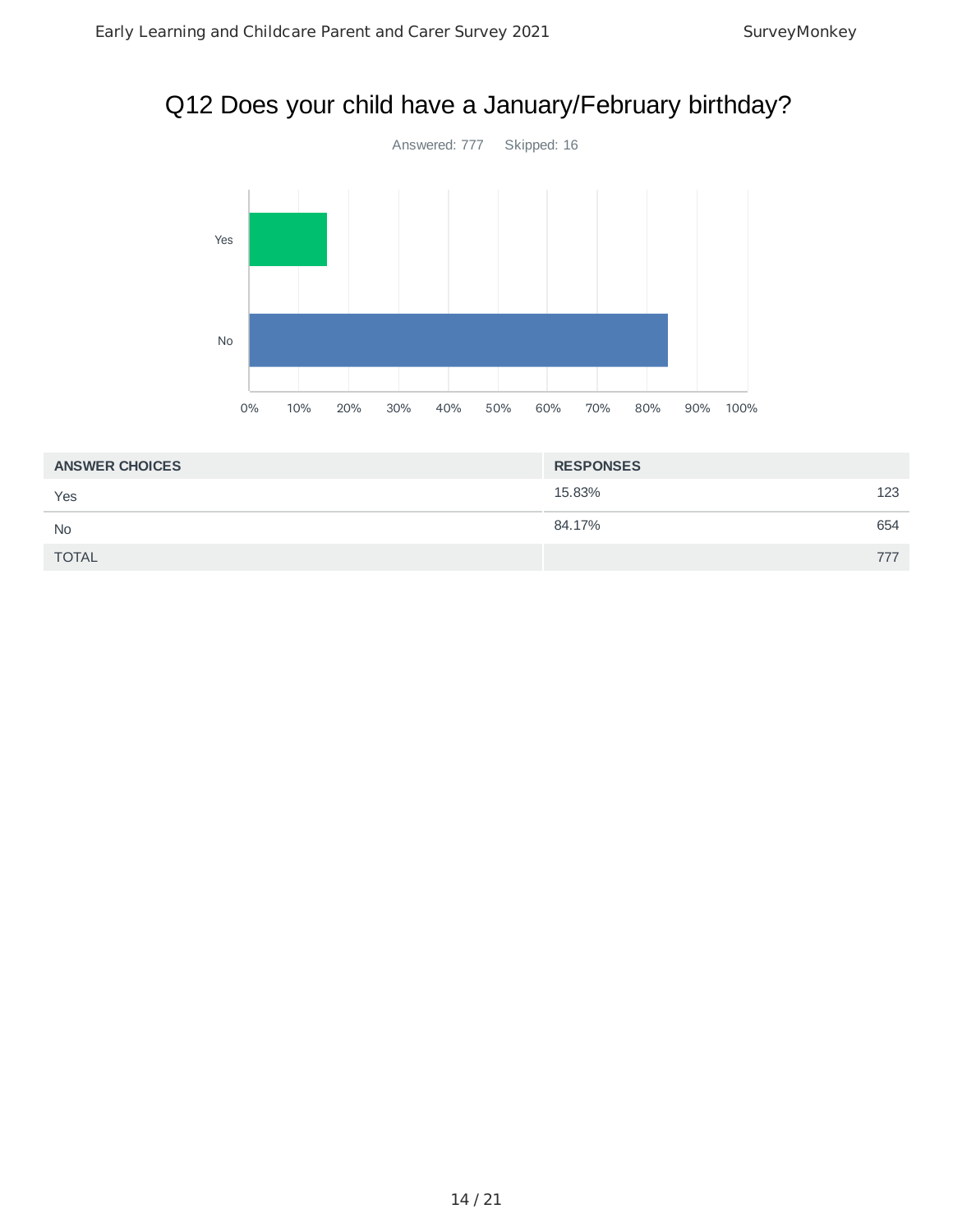## Q12 Does your child have a January/February birthday?

Answered: 777 Skipped: 16

| ANSWER CHOICES | RESPONSES | |
|---|---|---|
| Yes | 15.83% | 123 |
| No | 84.17% | 654 |
| TOTAL | | 777 |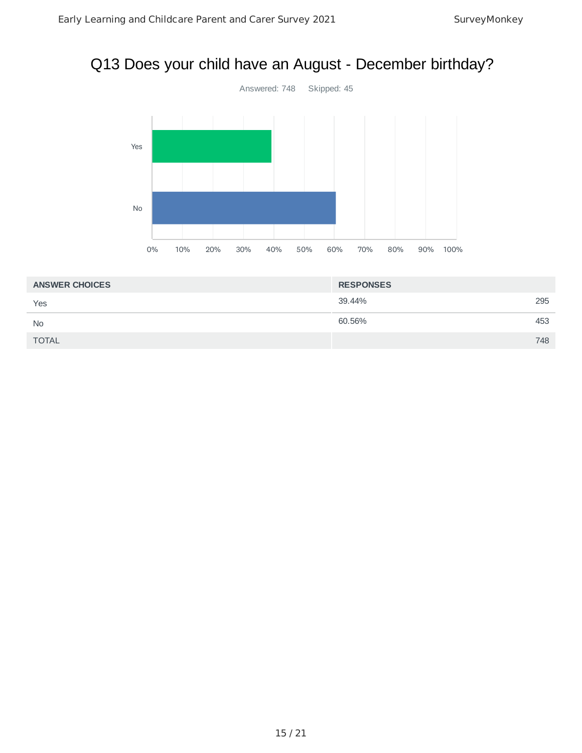## Q13 Does your child have an August - December birthday?

Answered: 748    Skipped: 45

| ANSWER CHOICES | RESPONSES | |
|---|---|---|
| Yes | 39.44% | 295 |
| No | 60.56% | 453 |
| TOTAL | | 748 |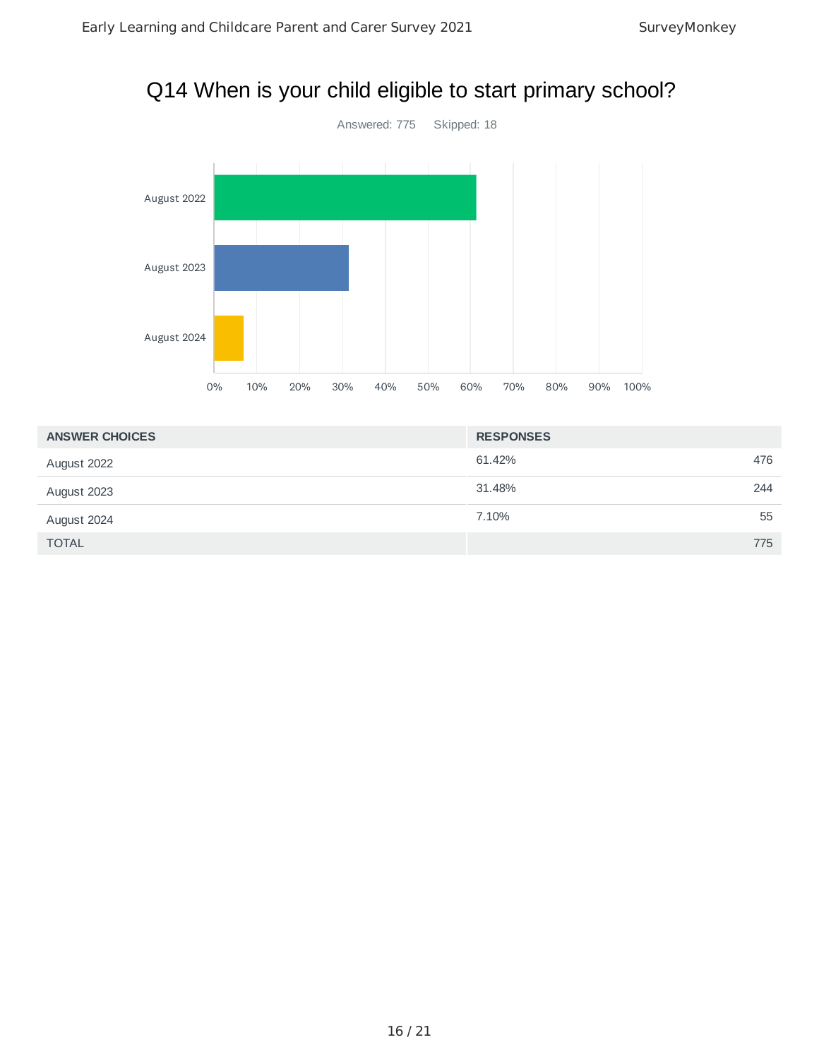# Q14 When is your child eligible to start primary school?

Answered: 775 Skipped: 18

| ANSWER CHOICES | RESPONSES | |
|---|---|---|
| August 2022 | 61.42% | 476 |
| August 2023 | 31.48% | 244 |
| August 2024 | 7.10% | 55 |
| TOTAL | | 775 |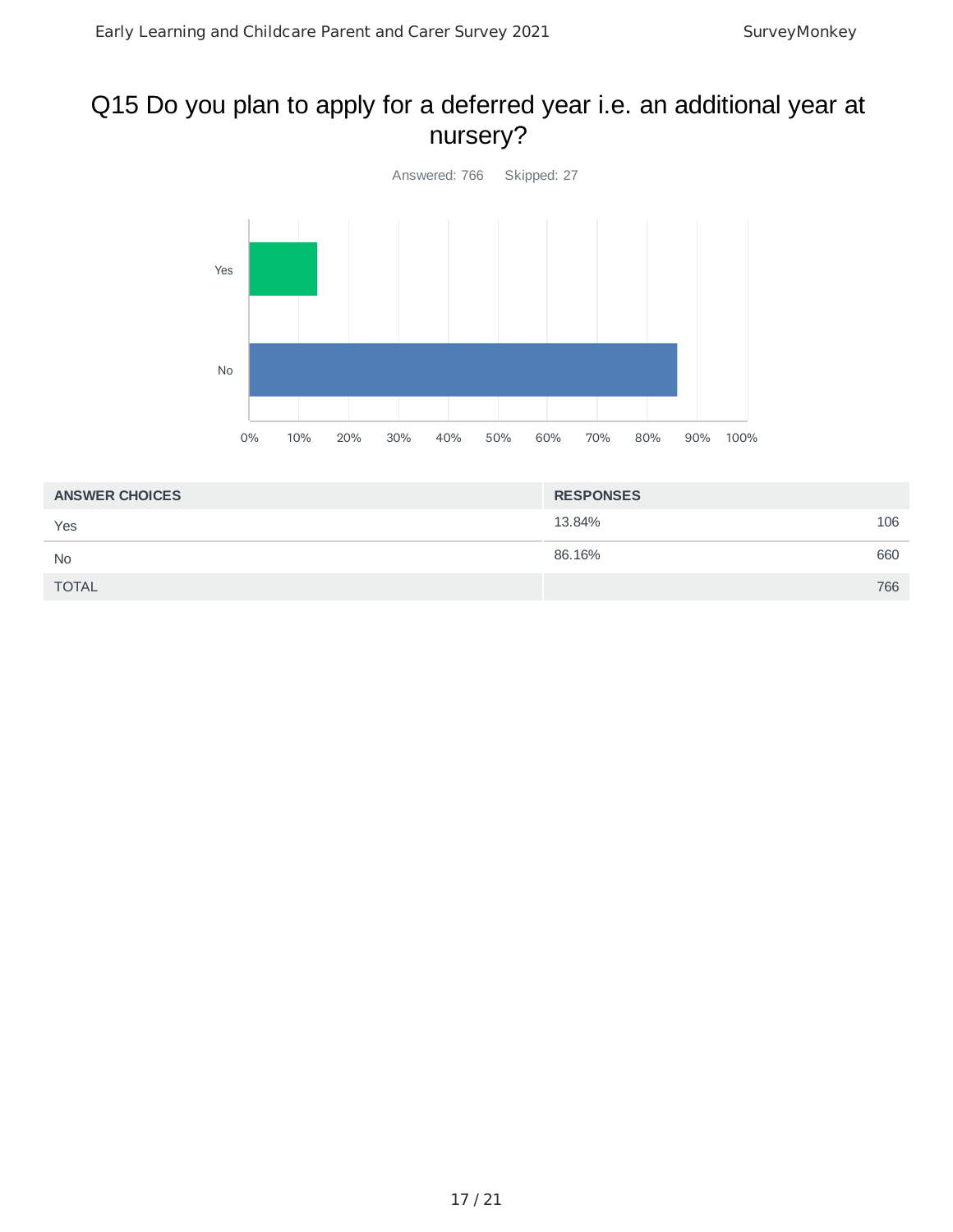## Q15 Do you plan to apply for a deferred year i.e. an additional year at nursery?

Answered: 766 Skipped: 27

| ANSWER CHOICES | RESPONSES | |
|---|---|---|
| Yes | 13.84% | 106 |
| No | 86.16% | 660 |
| TOTAL | | 766 |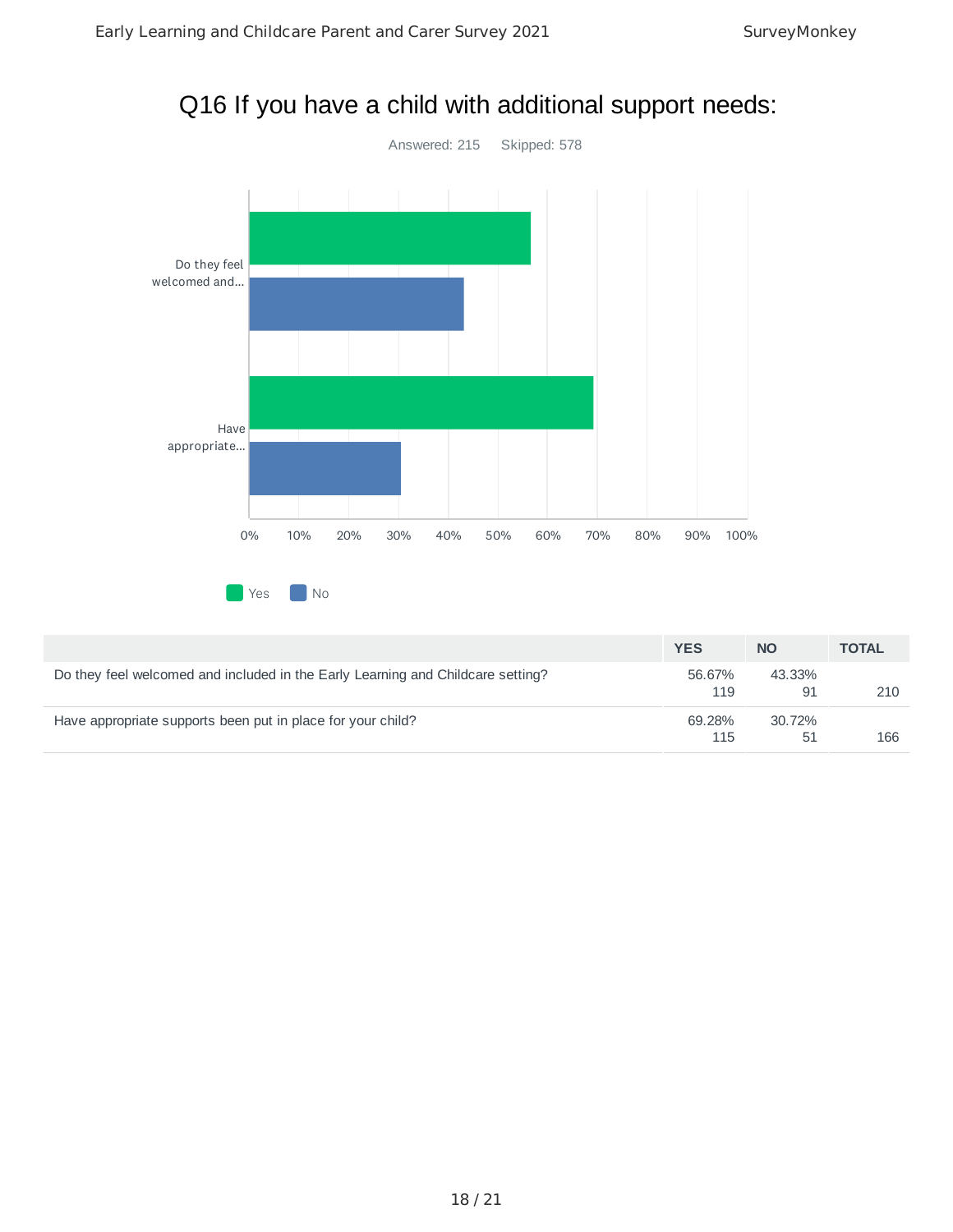# Q16 If you have a child with additional support needs:

Answered: 215 Skipped: 578

| | YES | NO | TOTAL |
|---|---|---|---|
| Do they feel welcomed and included in the Early Learning and Childcare setting? | 56.67% 119 | 43.33% 91 | 210 |
| Have appropriate supports been put in place for your child? | 69.28% 115 | 30.72% 51 | 166 |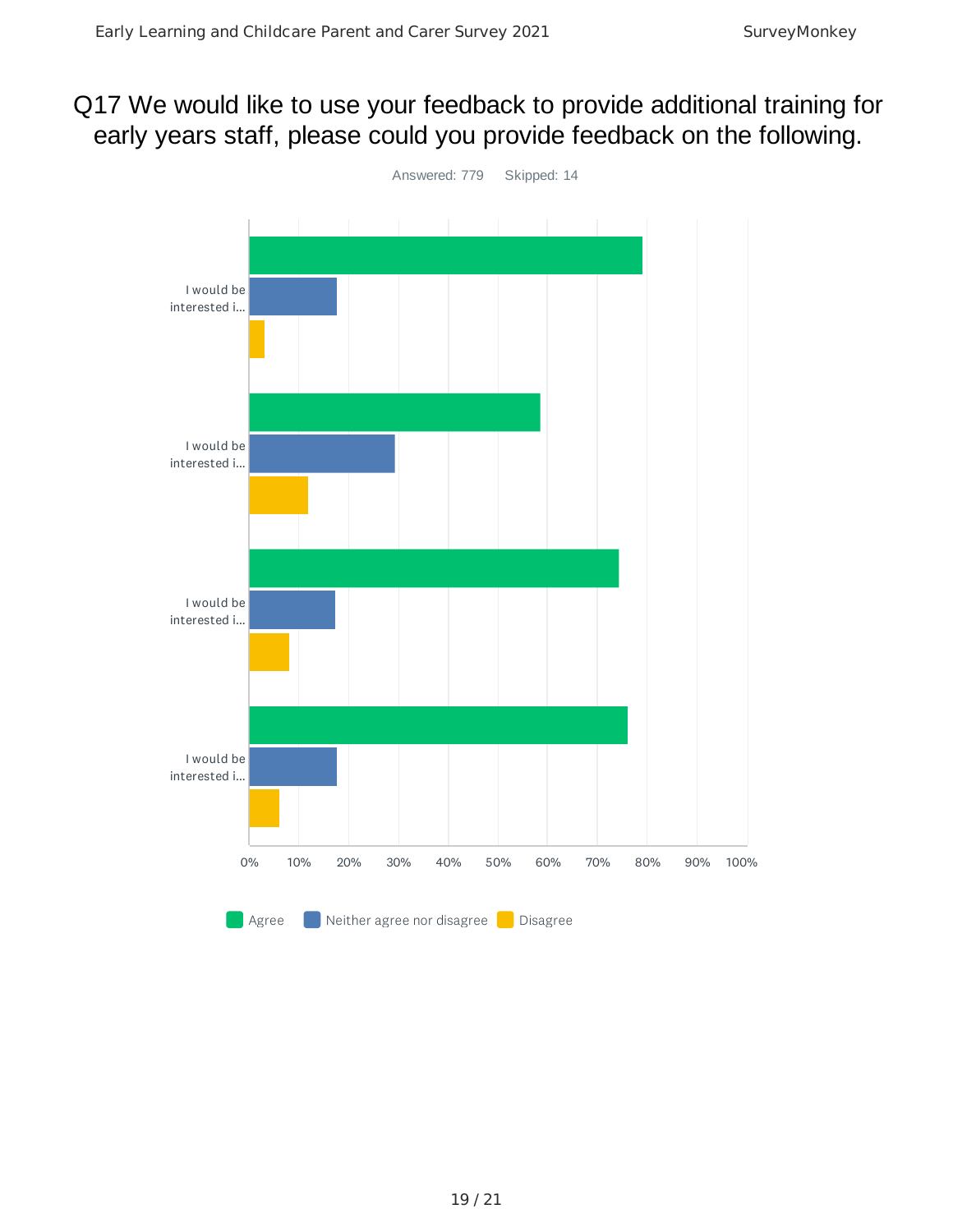# Q17 We would like to use your feedback to provide additional training for early years staff, please could you provide feedback on the following.

Answered: 779 Skipped: 14

| | Agree | Neither agree nor disagree | Disagree |
|---|---|---|---|
| I would be interested i... | | | |
| I would be interested i... | | | |
| I would be interested i... | | | |
| I would be interested i... | | | |

0% 10% 20% 30% 40% 50% 60% 70% 80% 90% 100%

Agree | Neither agree nor disagree | Disagree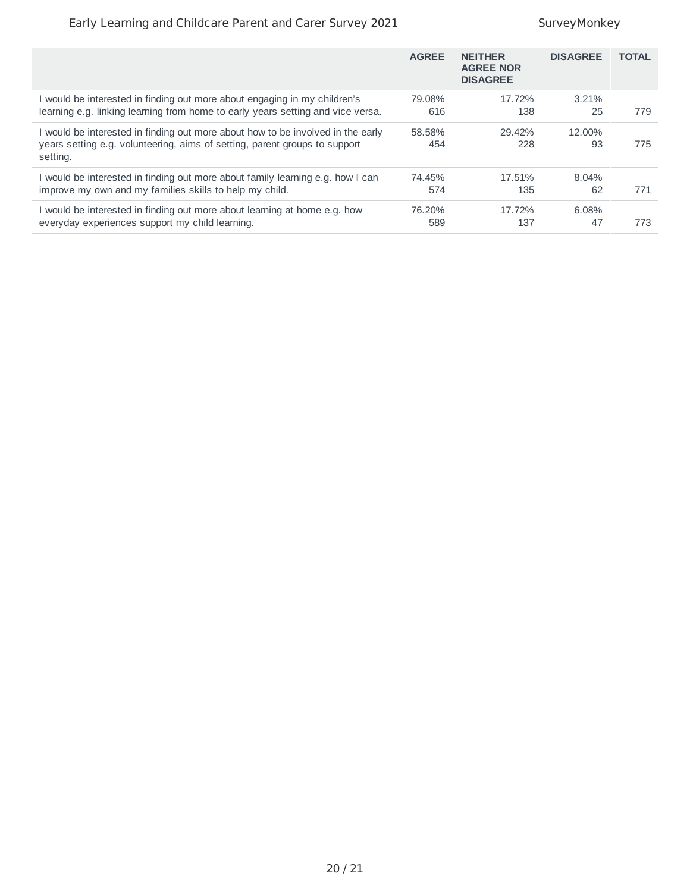| | AGREE | NEITHER AGREE NOR DISAGREE | DISAGREE | TOTAL |
|---|---|---|---|---|
| I would be interested in finding out more about engaging in my children's learning e.g. linking learning from home to early years setting and vice versa. | 79.08%<br>616 | 17.72%<br>138 | 3.21%<br>25 | 779 |
| I would be interested in finding out more about how to be involved in the early years setting e.g. volunteering, aims of setting, parent groups to support setting. | 58.58%<br>454 | 29.42%<br>228 | 12.00%<br>93 | 775 |
| I would be interested in finding out more about family learning e.g. how I can improve my own and my families skills to help my child. | 74.45%<br>574 | 17.51%<br>135 | 8.04%<br>62 | 771 |
| I would be interested in finding out more about learning at home e.g. how everyday experiences support my child learning. | 76.20%<br>589 | 17.72%<br>137 | 6.08%<br>47 | 773 |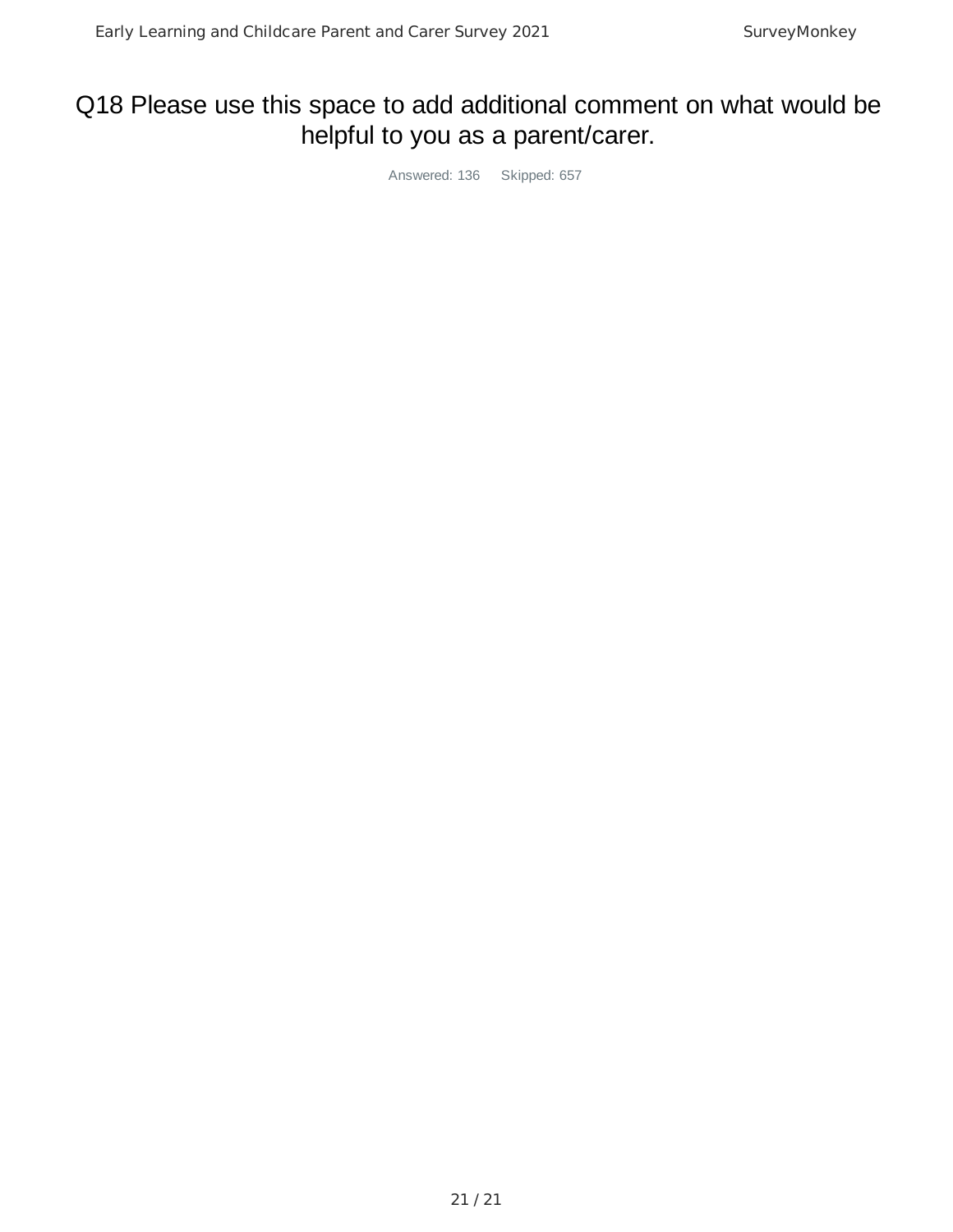# Q18 Please use this space to add additional comment on what would be helpful to you as a parent/carer.

Answered: 136 Skipped: 657